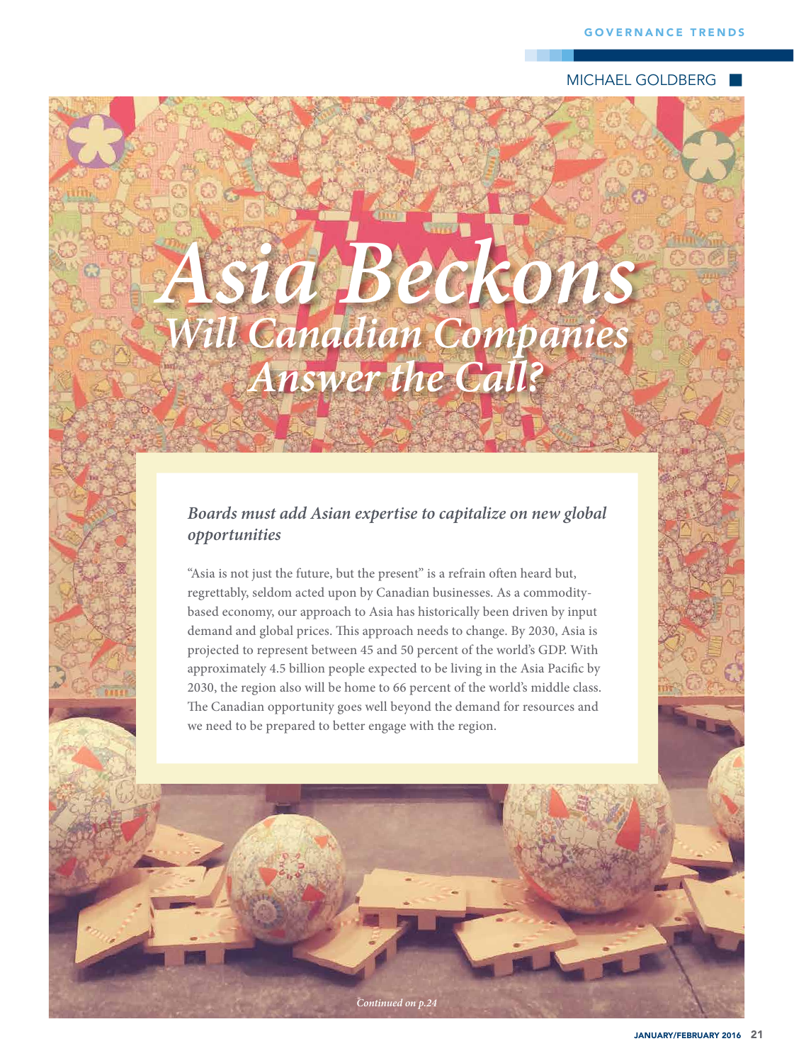MICHAEL GOLDBERG

# Asia Beckons

## Will Canadian Companies Answer the Call?

***Boards must add Asian expertise to capitalize on new global opportunities***

"Asia is not just the future, but the present" is a refrain often heard but, regrettably, seldom acted upon by Canadian businesses. As a commodity-based economy, our approach to Asia has historically been driven by input demand and global prices. This approach needs to change. By 2030, Asia is projected to represent between 45 and 50 percent of the world's GDP. With approximately 4.5 billion people expected to be living in the Asia Pacific by 2030, the region also will be home to 66 percent of the world's middle class. The Canadian opportunity goes well beyond the demand for resources and we need to be prepared to better engage with the region.

*Continued on p.24*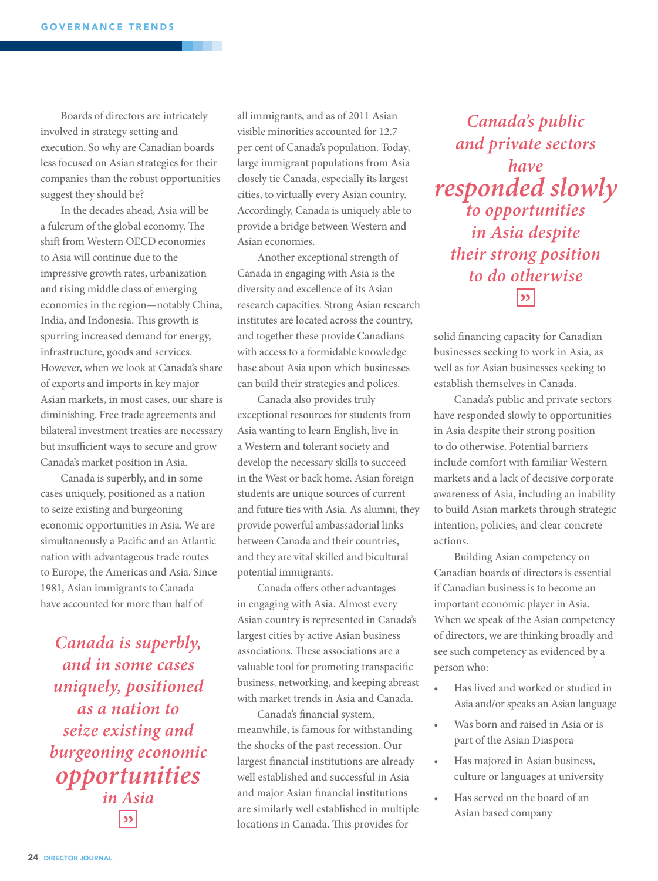Boards of directors are intricately involved in strategy setting and execution. So why are Canadian boards less focused on Asian strategies for their companies than the robust opportunities suggest they should be?

In the decades ahead, Asia will be a fulcrum of the global economy. The shift from Western OECD economies to Asia will continue due to the impressive growth rates, urbanization and rising middle class of emerging economies in the region—notably China, India, and Indonesia. This growth is spurring increased demand for energy, infrastructure, goods and services. However, when we look at Canada's share of exports and imports in key major Asian markets, in most cases, our share is diminishing. Free trade agreements and bilateral investment treaties are necessary but insufficient ways to secure and grow Canada's market position in Asia.

Canada is superbly, and in some cases uniquely, positioned as a nation to seize existing and burgeoning economic opportunities in Asia. We are simultaneously a Pacific and an Atlantic nation with advantageous trade routes to Europe, the Americas and Asia. Since 1981, Asian immigrants to Canada have accounted for more than half of all immigrants, and as of 2011 Asian visible minorities accounted for 12.7 per cent of Canada's population. Today, large immigrant populations from Asia closely tie Canada, especially its largest cities, to virtually every Asian country. Accordingly, Canada is uniquely able to provide a bridge between Western and Asian economies.

> *Canada is superbly, and in some cases uniquely, positioned as a nation to seize existing and burgeoning economic opportunities in Asia* »

Another exceptional strength of Canada in engaging with Asia is the diversity and excellence of its Asian research capacities. Strong Asian research institutes are located across the country, and together these provide Canadians with access to a formidable knowledge base about Asia upon which businesses can build their strategies and polices.

Canada also provides truly exceptional resources for students from Asia wanting to learn English, live in a Western and tolerant society and develop the necessary skills to succeed in the West or back home. Asian foreign students are unique sources of current and future ties with Asia. As alumni, they provide powerful ambassadorial links between Canada and their countries, and they are vital skilled and bicultural potential immigrants.

Canada offers other advantages in engaging with Asia. Almost every Asian country is represented in Canada's largest cities by active Asian business associations. These associations are a valuable tool for promoting transpacific business, networking, and keeping abreast with market trends in Asia and Canada.

Canada's financial system, meanwhile, is famous for withstanding the shocks of the past recession. Our largest financial institutions are already well established and successful in Asia and major Asian financial institutions are similarly well established in multiple locations in Canada. This provides for solid financing capacity for Canadian businesses seeking to work in Asia, as well as for Asian businesses seeking to establish themselves in Canada.

> *Canada's public and private sectors have responded slowly to opportunities in Asia despite their strong position to do otherwise* »

Canada's public and private sectors have responded slowly to opportunities in Asia despite their strong position to do otherwise. Potential barriers include comfort with familiar Western markets and a lack of decisive corporate awareness of Asia, including an inability to build Asian markets through strategic intention, policies, and clear concrete actions.

Building Asian competency on Canadian boards of directors is essential if Canadian business is to become an important economic player in Asia. When we speak of the Asian competency of directors, we are thinking broadly and see such competency as evidenced by a person who:

- Has lived and worked or studied in Asia and/or speaks an Asian language
- Was born and raised in Asia or is part of the Asian Diaspora
- Has majored in Asian business, culture or languages at university
- Has served on the board of an Asian based company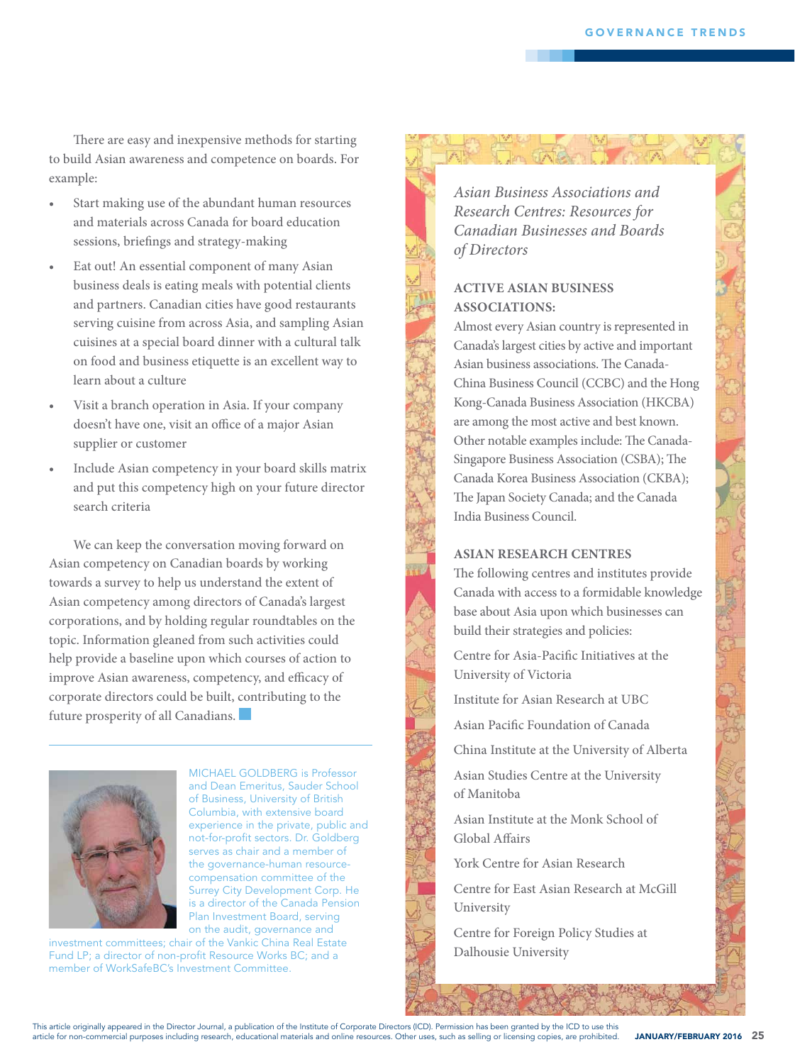There are easy and inexpensive methods for starting to build Asian awareness and competence on boards. For example:

- Start making use of the abundant human resources and materials across Canada for board education sessions, briefings and strategy-making
- Eat out! An essential component of many Asian business deals is eating meals with potential clients and partners. Canadian cities have good restaurants serving cuisine from across Asia, and sampling Asian cuisines at a special board dinner with a cultural talk on food and business etiquette is an excellent way to learn about a culture
- Visit a branch operation in Asia. If your company doesn't have one, visit an office of a major Asian supplier or customer
- Include Asian competency in your board skills matrix and put this competency high on your future director search criteria

We can keep the conversation moving forward on Asian competency on Canadian boards by working towards a survey to help us understand the extent of Asian competency among directors of Canada's largest corporations, and by holding regular roundtables on the topic. Information gleaned from such activities could help provide a baseline upon which courses of action to improve Asian awareness, competency, and efficacy of corporate directors could be built, contributing to the future prosperity of all Canadians.

MICHAEL GOLDBERG is Professor and Dean Emeritus, Sauder School of Business, University of British Columbia, with extensive board experience in the private, public and not-for-profit sectors. Dr. Goldberg serves as chair and a member of the governance-human resource-compensation committee of the Surrey City Development Corp. He is a director of the Canada Pension Plan Investment Board, serving on the audit, governance and investment committees; chair of the Vankic China Real Estate Fund LP; a director of non-profit Resource Works BC; and a member of WorkSafeBC's Investment Committee.

## *Asian Business Associations and Research Centres: Resources for Canadian Businesses and Boards of Directors*

### ACTIVE ASIAN BUSINESS ASSOCIATIONS:

Almost every Asian country is represented in Canada's largest cities by active and important Asian business associations. The Canada-China Business Council (CCBC) and the Hong Kong-Canada Business Association (HKCBA) are among the most active and best known. Other notable examples include: The Canada-Singapore Business Association (CSBA); The Canada Korea Business Association (CKBA); The Japan Society Canada; and the Canada India Business Council.

### ASIAN RESEARCH CENTRES

The following centres and institutes provide Canada with access to a formidable knowledge base about Asia upon which businesses can build their strategies and policies:

Centre for Asia-Pacific Initiatives at the University of Victoria

Institute for Asian Research at UBC

Asian Pacific Foundation of Canada

China Institute at the University of Alberta

Asian Studies Centre at the University of Manitoba

Asian Institute at the Monk School of Global Affairs

York Centre for Asian Research

Centre for East Asian Research at McGill University

Centre for Foreign Policy Studies at Dalhousie University

This article originally appeared in the Director Journal, a publication of the Institute of Corporate Directors (ICD). Permission has been granted by the ICD to use this article for non-commercial purposes including research, educational materials and online resources. Other uses, such as selling or licensing copies, are prohibited.